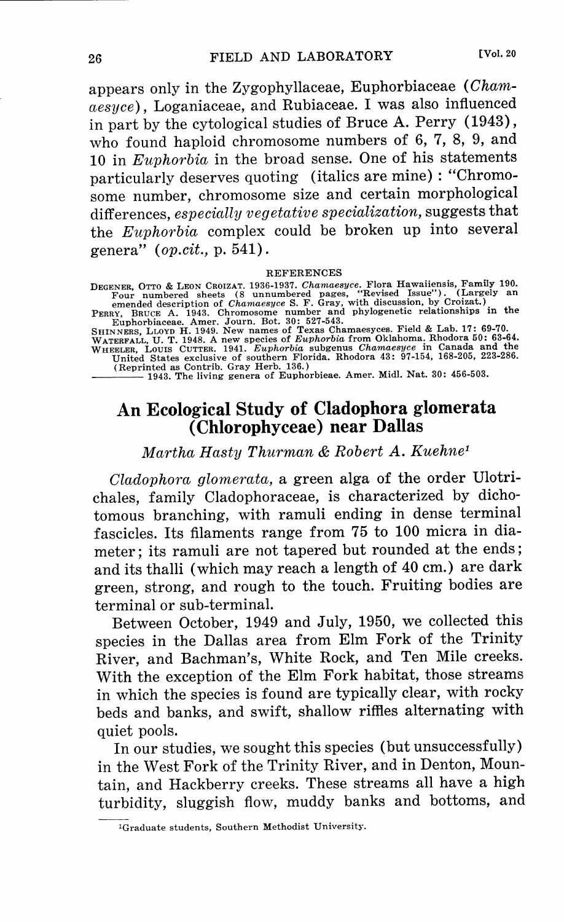appears only in the Zygophyllaceae, Euphorbiaceae (*Chamaesyce*), Loganiaceae, and Rubiaceae. I was also influenced in part by the cytological studies of Bruce A. Perry (1943), who found haploid chromosome numbers of 6, 7, 8, 9, and 10 in *Euphorbia* in the broad sense. One of his statements particularly deserves quoting (italics are mine): "Chromosome number, chromosome size and certain morphological differences, *especially vegetative specialization,* suggests that the *Euphorbia* complex could be broken up into several genera" (*op.cit.,* p. 541).

REFERENCES

DEGENER, OTTO & LEON CROIZAT. 1936-1937. *Chamaesyce.* Flora Hawaiiensis, Family 190. Four numbered sheets (8 unnumbered pages, "Revised Issue"). (Largely an emended description of *Chamaesyce* S. F. Gray, with discussion, by Croizat.)

PERRY, BRUCE A. 1943. Chromosome number and phylogenetic relationships in the Euphorbiaceae. Amer. Journ. Bot. 30: 527-543.

SHINNERS, LLOYD H. 1949. New names of Texas Chamaesyces. Field & Lab. 17: 69-70.

WATERFALL, U. T. 1948. A new species of *Euphorbia* from Oklahoma. Rhodora 50: 63-64.

WHEELER, LOUIS CUTTER. 1941. *Euphorbia* subgenus *Chamaesyce* in Canada and the United States exclusive of southern Florida. Rhodora 43: 97-154, 168-205, 223-286. (Reprinted as Contrib. Gray Herb. 136.)

——— 1943. The living genera of Euphorbieae. Amer. Midl. Nat. 30: 456-503.

## An Ecological Study of Cladophora glomerata (Chlorophyceae) near Dallas

*Martha Hasty Thurman & Robert A. Kuehne*[1]

*Cladophora glomerata,* a green alga of the order Ulotrichales, family Cladophoraceae, is characterized by dichotomous branching, with ramuli ending in dense terminal fascicles. Its filaments range from 75 to 100 micra in diameter; its ramuli are not tapered but rounded at the ends; and its thalli (which may reach a length of 40 cm.) are dark green, strong, and rough to the touch. Fruiting bodies are terminal or sub-terminal.

Between October, 1949 and July, 1950, we collected this species in the Dallas area from Elm Fork of the Trinity River, and Bachman's, White Rock, and Ten Mile creeks. With the exception of the Elm Fork habitat, those streams in which the species is found are typically clear, with rocky beds and banks, and swift, shallow riffles alternating with quiet pools.

In our studies, we sought this species (but unsuccessfully) in the West Fork of the Trinity River, and in Denton, Mountain, and Hackberry creeks. These streams all have a high turbidity, sluggish flow, muddy banks and bottoms, and

[1]Graduate students, Southern Methodist University.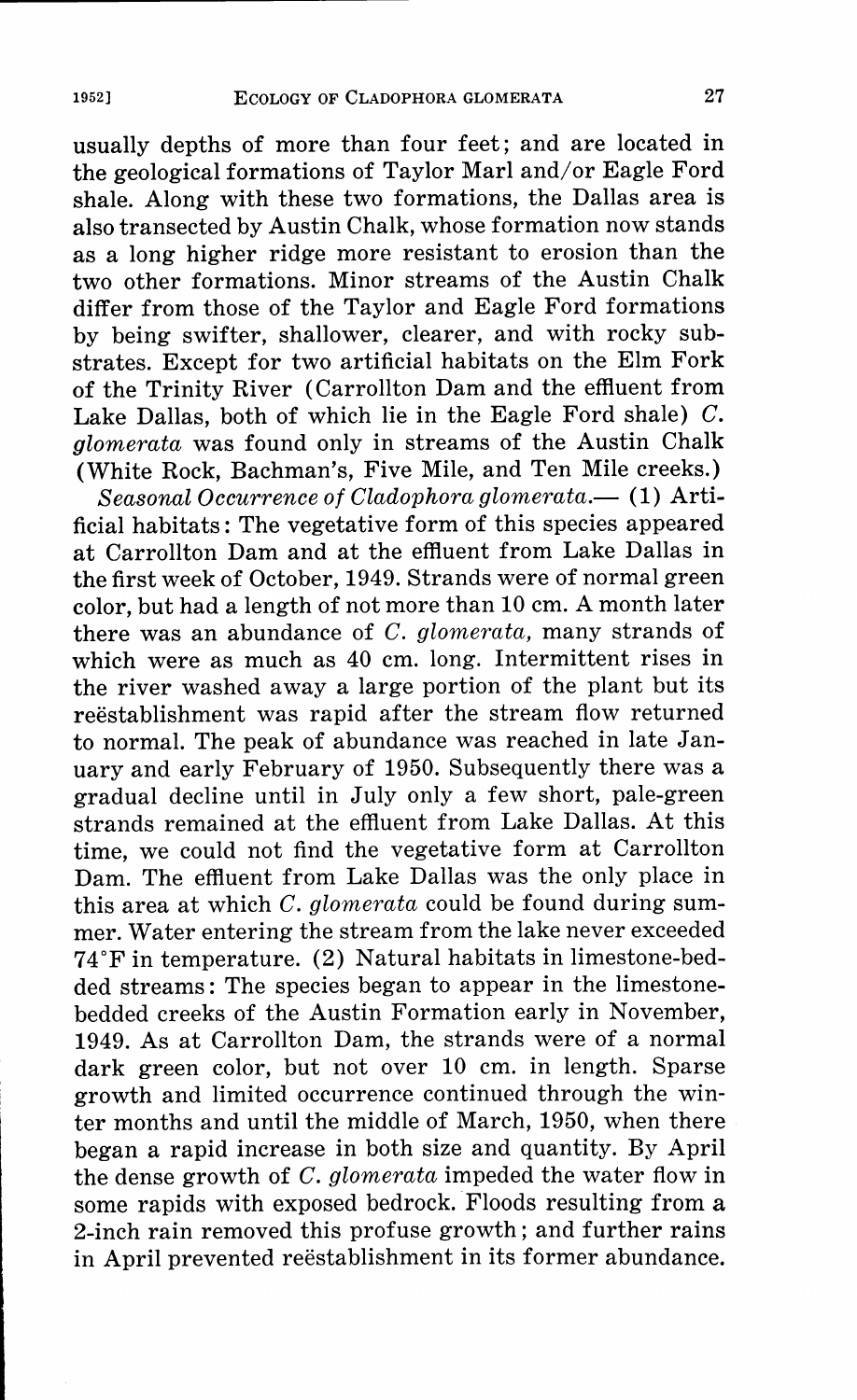usually depths of more than four feet; and are located in the geological formations of Taylor Marl and/or Eagle Ford shale. Along with these two formations, the Dallas area is also transected by Austin Chalk, whose formation now stands as a long higher ridge more resistant to erosion than the two other formations. Minor streams of the Austin Chalk differ from those of the Taylor and Eagle Ford formations by being swifter, shallower, clearer, and with rocky substrates. Except for two artificial habitats on the Elm Fork of the Trinity River (Carrollton Dam and the effluent from Lake Dallas, both of which lie in the Eagle Ford shale) *C. glomerata* was found only in streams of the Austin Chalk (White Rock, Bachman's, Five Mile, and Ten Mile creeks.)

*Seasonal Occurrence of Cladophora glomerata.*— (1) Artificial habitats: The vegetative form of this species appeared at Carrollton Dam and at the effluent from Lake Dallas in the first week of October, 1949. Strands were of normal green color, but had a length of not more than 10 cm. A month later there was an abundance of *C. glomerata*, many strands of which were as much as 40 cm. long. Intermittent rises in the river washed away a large portion of the plant but its reëstablishment was rapid after the stream flow returned to normal. The peak of abundance was reached in late January and early February of 1950. Subsequently there was a gradual decline until in July only a few short, pale-green strands remained at the effluent from Lake Dallas. At this time, we could not find the vegetative form at Carrollton Dam. The effluent from Lake Dallas was the only place in this area at which *C. glomerata* could be found during summer. Water entering the stream from the lake never exceeded 74°F in temperature. (2) Natural habitats in limestone-bedded streams: The species began to appear in the limestone-bedded creeks of the Austin Formation early in November, 1949. As at Carrollton Dam, the strands were of a normal dark green color, but not over 10 cm. in length. Sparse growth and limited occurrence continued through the winter months and until the middle of March, 1950, when there began a rapid increase in both size and quantity. By April the dense growth of *C. glomerata* impeded the water flow in some rapids with exposed bedrock. Floods resulting from a 2-inch rain removed this profuse growth; and further rains in April prevented reëstablishment in its former abundance.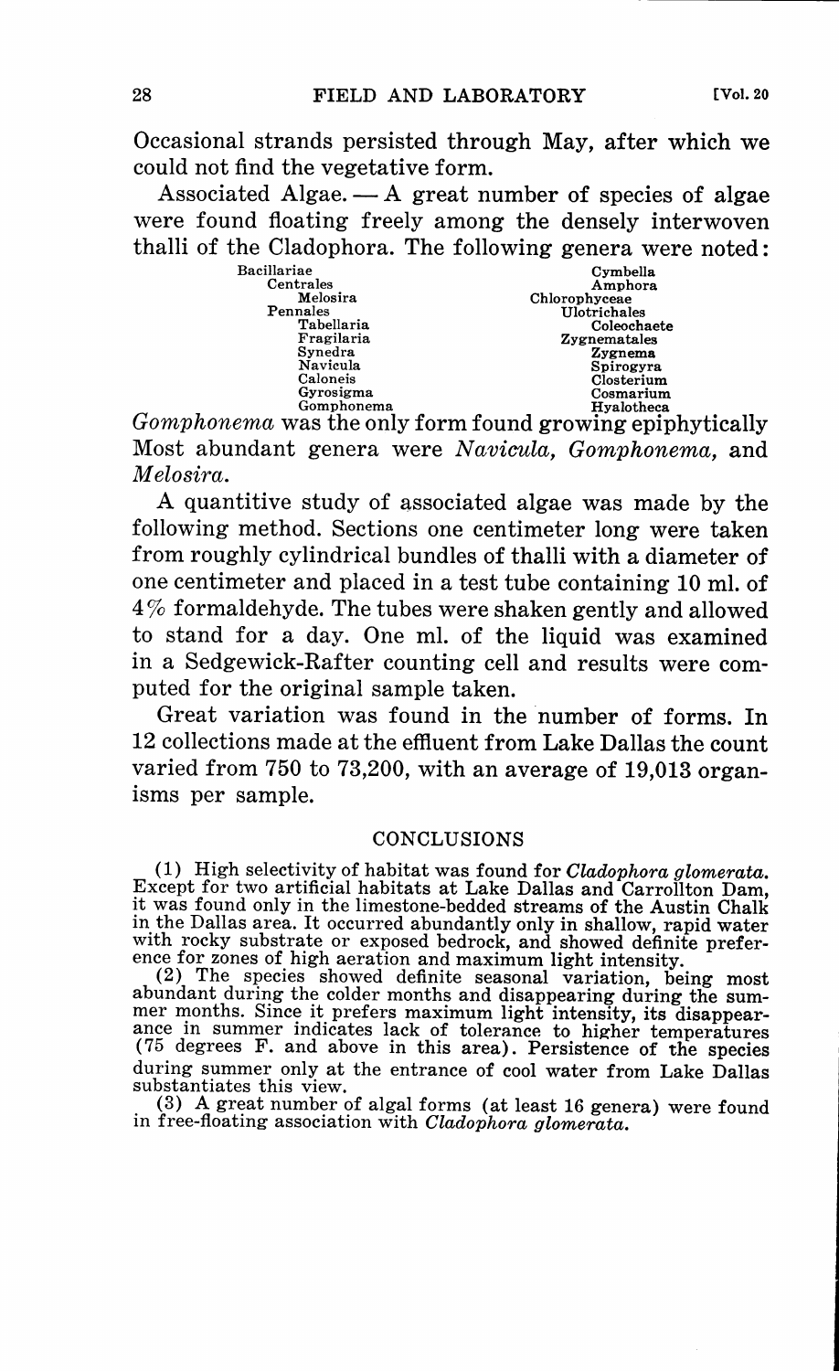Occasional strands persisted through May, after which we could not find the vegetative form.

Associated Algae. — A great number of species of algae were found floating freely among the densely interwoven thalli of the Cladophora. The following genera were noted:

- Bacillariae
  - Centrales
    - Melosira
  - Pennales
    - Tabellaria
    - Fragilaria
    - Synedra
    - Navicula
    - Caloneis
    - Gyrosigma
    - Gomphonema
    - Cymbella
    - Amphora
- Chlorophyceae
  - Ulotrichales
    - Coleochaete
  - Zygnematales
    - Zygnema
    - Spirogyra
    - Closterium
    - Cosmarium
    - Hyalotheca

*Gomphonema* was the only form found growing epiphytically Most abundant genera were *Navicula, Gomphonema,* and *Melosira.*

A quantitive study of associated algae was made by the following method. Sections one centimeter long were taken from roughly cylindrical bundles of thalli with a diameter of one centimeter and placed in a test tube containing 10 ml. of 4% formaldehyde. The tubes were shaken gently and allowed to stand for a day. One ml. of the liquid was examined in a Sedgewick-Rafter counting cell and results were computed for the original sample taken.

Great variation was found in the number of forms. In 12 collections made at the effluent from Lake Dallas the count varied from 750 to 73,200, with an average of 19,013 organisms per sample.

## CONCLUSIONS

(1) High selectivity of habitat was found for *Cladophora glomerata.* Except for two artificial habitats at Lake Dallas and Carrollton Dam, it was found only in the limestone-bedded streams of the Austin Chalk in the Dallas area. It occurred abundantly only in shallow, rapid water with rocky substrate or exposed bedrock, and showed definite preference for zones of high aeration and maximum light intensity.

(2) The species showed definite seasonal variation, being most abundant during the colder months and disappearing during the summer months. Since it prefers maximum light intensity, its disappearance in summer indicates lack of tolerance to higher temperatures (75 degrees F. and above in this area). Persistence of the species during summer only at the entrance of cool water from Lake Dallas substantiates this view.

(3) A great number of algal forms (at least 16 genera) were found in free-floating association with *Cladophora glomerata.*